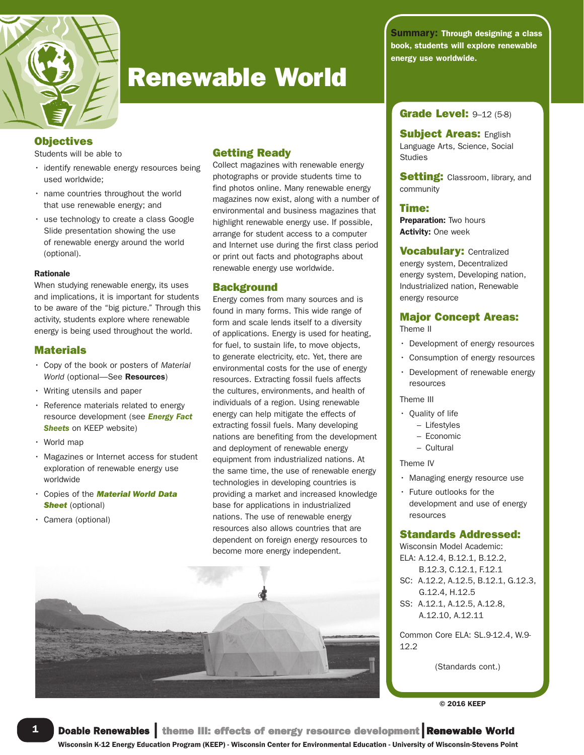# Renewable World

**Summary:** Through designing a class book, students will explore renewable energy use worldwide.

**Grade Level:** 9–12 (5-8)

**Subject Areas:** English Language Arts, Science, Social Studies

**Setting:** Classroom, library, and community

**Time:**
**Preparation:** Two hours
**Activity:** One week

**Vocabulary:** Centralized energy system, Decentralized energy system, Developing nation, Industrialized nation, Renewable energy resource

**Major Concept Areas:**

Theme II

- Development of energy resources
- Consumption of energy resources
- Development of renewable energy resources

Theme III

- Quality of life
  - Lifestyles
  - Economic
  - Cultural

Theme IV

- Managing energy resource use
- Future outlooks for the development and use of energy resources

**Standards Addressed:**
Wisconsin Model Academic:
ELA: A.12.4, B.12.1, B.12.2, B.12.3, C.12.1, F.12.1
SC: A.12.2, A.12.5, B.12.1, G.12.3, G.12.4, H.12.5
SS: A.12.1, A.12.5, A.12.8, A.12.10, A.12.11

Common Core ELA: SL.9-12.4, W.9-12.2

(Standards cont.)

© 2016 KEEP

## Objectives

Students will be able to

- identify renewable energy resources being used worldwide;
- name countries throughout the world that use renewable energy; and
- use technology to create a class Google Slide presentation showing the use of renewable energy around the world (optional).

### Rationale

When studying renewable energy, its uses and implications, it is important for students to be aware of the "big picture." Through this activity, students explore where renewable energy is being used throughout the world.

## Materials

- Copy of the book or posters of *Material World* (optional—See **Resources**)
- Writing utensils and paper
- Reference materials related to energy resource development (see ***Energy Fact Sheets*** on KEEP website)
- World map
- Magazines or Internet access for student exploration of renewable energy use worldwide
- Copies of the ***Material World Data Sheet*** (optional)
- Camera (optional)

## Getting Ready

Collect magazines with renewable energy photographs or provide students time to find photos online. Many renewable energy magazines now exist, along with a number of environmental and business magazines that highlight renewable energy use. If possible, arrange for student access to a computer and Internet use during the first class period or print out facts and photographs about renewable energy use worldwide.

## Background

Energy comes from many sources and is found in many forms. This wide range of form and scale lends itself to a diversity of applications. Energy is used for heating, for fuel, to sustain life, to move objects, to generate electricity, etc. Yet, there are environmental costs for the use of energy resources. Extracting fossil fuels affects the cultures, environments, and health of individuals of a region. Using renewable energy can help mitigate the effects of extracting fossil fuels. Many developing nations are benefiting from the development and deployment of renewable energy equipment from industrialized nations. At the same time, the use of renewable energy technologies in developing countries is providing a market and increased knowledge base for applications in industrialized nations. The use of renewable energy resources also allows countries that are dependent on foreign energy resources to become more energy independent.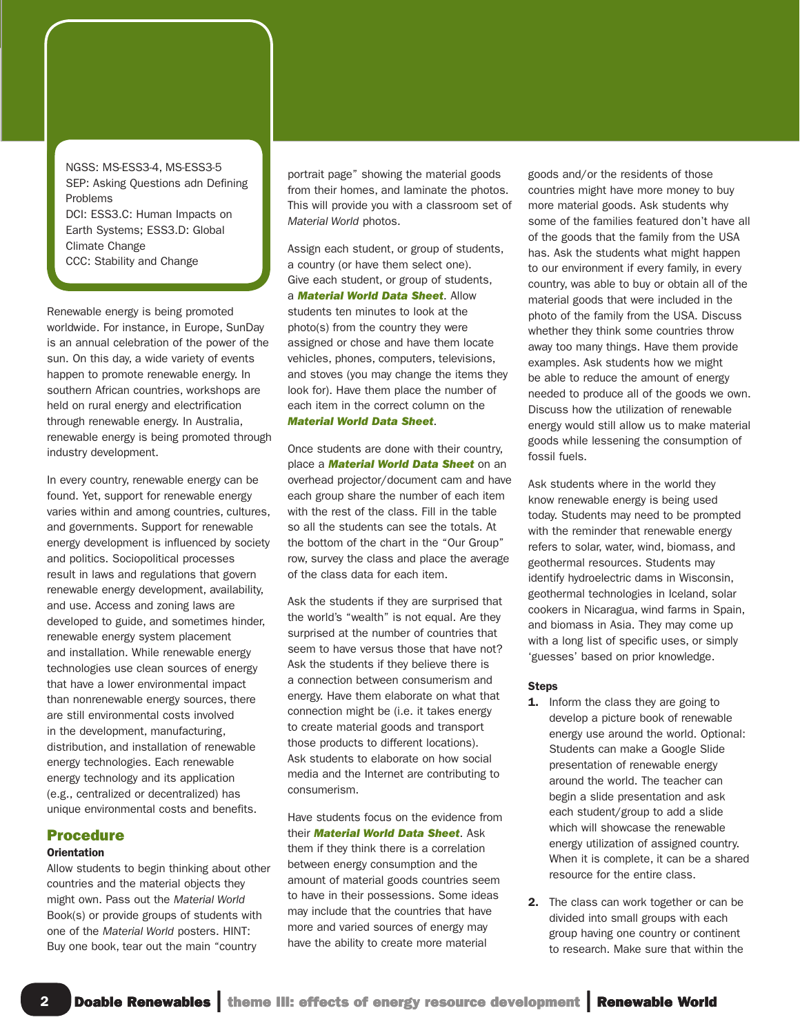NGSS: MS-ESS3-4, MS-ESS3-5
SEP: Asking Questions adn Defining Problems
DCI: ESS3.C: Human Impacts on Earth Systems; ESS3.D: Global Climate Change
CCC: Stability and Change

Renewable energy is being promoted worldwide. For instance, in Europe, SunDay is an annual celebration of the power of the sun. On this day, a wide variety of events happen to promote renewable energy. In southern African countries, workshops are held on rural energy and electrification through renewable energy. In Australia, renewable energy is being promoted through industry development.

In every country, renewable energy can be found. Yet, support for renewable energy varies within and among countries, cultures, and governments. Support for renewable energy development is influenced by society and politics. Sociopolitical processes result in laws and regulations that govern renewable energy development, availability, and use. Access and zoning laws are developed to guide, and sometimes hinder, renewable energy system placement and installation. While renewable energy technologies use clean sources of energy that have a lower environmental impact than nonrenewable energy sources, there are still environmental costs involved in the development, manufacturing, distribution, and installation of renewable energy technologies. Each renewable energy technology and its application (e.g., centralized or decentralized) has unique environmental costs and benefits.

## Procedure

### Orientation

Allow students to begin thinking about other countries and the material objects they might own. Pass out the *Material World* Book(s) or provide groups of students with one of the *Material World* posters. HINT: Buy one book, tear out the main "country portrait page" showing the material goods from their homes, and laminate the photos. This will provide you with a classroom set of *Material World* photos.

Assign each student, or group of students, a country (or have them select one). Give each student, or group of students, a ***Material World Data Sheet***. Allow students ten minutes to look at the photo(s) from the country they were assigned or chose and have them locate vehicles, phones, computers, televisions, and stoves (you may change the items they look for). Have them place the number of each item in the correct column on the ***Material World Data Sheet***.

Once students are done with their country, place a ***Material World Data Sheet*** on an overhead projector/document cam and have each group share the number of each item with the rest of the class. Fill in the table so all the students can see the totals. At the bottom of the chart in the "Our Group" row, survey the class and place the average of the class data for each item.

Ask the students if they are surprised that the world's "wealth" is not equal. Are they surprised at the number of countries that seem to have versus those that have not? Ask the students if they believe there is a connection between consumerism and energy. Have them elaborate on what that connection might be (i.e. it takes energy to create material goods and transport those products to different locations). Ask students to elaborate on how social media and the Internet are contributing to consumerism.

Have students focus on the evidence from their ***Material World Data Sheet***. Ask them if they think there is a correlation between energy consumption and the amount of material goods countries seem to have in their possessions. Some ideas may include that the countries that have more and varied sources of energy may have the ability to create more material goods and/or the residents of those countries might have more money to buy more material goods. Ask students why some of the families featured don't have all of the goods that the family from the USA has. Ask the students what might happen to our environment if every family, in every country, was able to buy or obtain all of the material goods that were included in the photo of the family from the USA. Discuss whether they think some countries throw away too many things. Have them provide examples. Ask students how we might be able to reduce the amount of energy needed to produce all of the goods we own. Discuss how the utilization of renewable energy would still allow us to make material goods while lessening the consumption of fossil fuels.

Ask students where in the world they know renewable energy is being used today. Students may need to be prompted with the reminder that renewable energy refers to solar, water, wind, biomass, and geothermal resources. Students may identify hydroelectric dams in Wisconsin, geothermal technologies in Iceland, solar cookers in Nicaragua, wind farms in Spain, and biomass in Asia. They may come up with a long list of specific uses, or simply 'guesses' based on prior knowledge.

### Steps

1. Inform the class they are going to develop a picture book of renewable energy use around the world. Optional: Students can make a Google Slide presentation of renewable energy around the world. The teacher can begin a slide presentation and ask each student/group to add a slide which will showcase the renewable energy utilization of assigned country. When it is complete, it can be a shared resource for the entire class.

2. The class can work together or can be divided into small groups with each group having one country or continent to research. Make sure that within the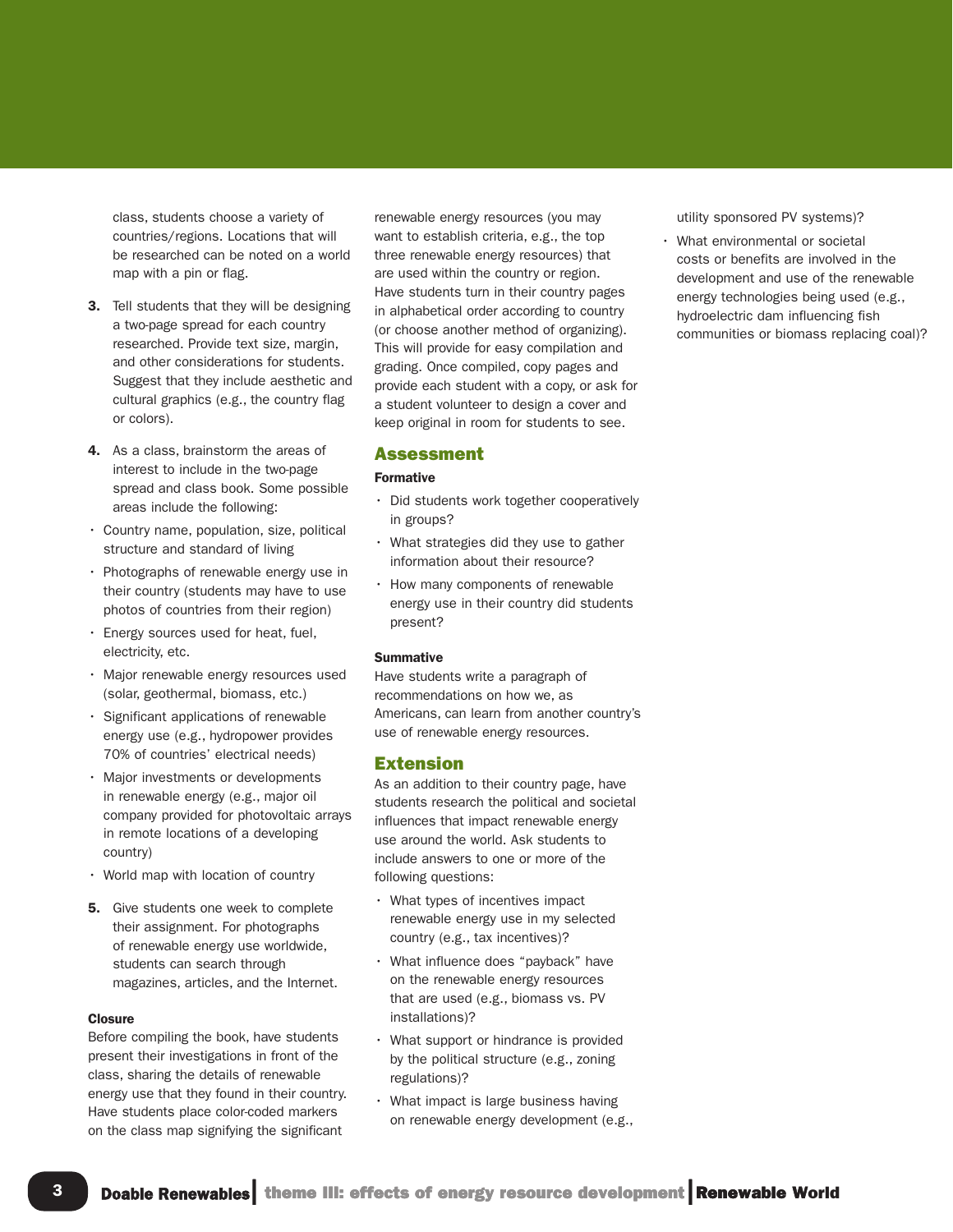class, students choose a variety of countries/regions. Locations that will be researched can be noted on a world map with a pin or flag.

3. Tell students that they will be designing a two-page spread for each country researched. Provide text size, margin, and other considerations for students. Suggest that they include aesthetic and cultural graphics (e.g., the country flag or colors).

4. As a class, brainstorm the areas of interest to include in the two-page spread and class book. Some possible areas include the following:

- Country name, population, size, political structure and standard of living
- Photographs of renewable energy use in their country (students may have to use photos of countries from their region)
- Energy sources used for heat, fuel, electricity, etc.
- Major renewable energy resources used (solar, geothermal, biomass, etc.)
- Significant applications of renewable energy use (e.g., hydropower provides 70% of countries' electrical needs)
- Major investments or developments in renewable energy (e.g., major oil company provided for photovoltaic arrays in remote locations of a developing country)
- World map with location of country

5. Give students one week to complete their assignment. For photographs of renewable energy use worldwide, students can search through magazines, articles, and the Internet.

**Closure**

Before compiling the book, have students present their investigations in front of the class, sharing the details of renewable energy use that they found in their country. Have students place color-coded markers on the class map signifying the significant renewable energy resources (you may want to establish criteria, e.g., the top three renewable energy resources) that are used within the country or region. Have students turn in their country pages in alphabetical order according to country (or choose another method of organizing). This will provide for easy compilation and grading. Once compiled, copy pages and provide each student with a copy, or ask for a student volunteer to design a cover and keep original in room for students to see.

## Assessment

**Formative**

- Did students work together cooperatively in groups?
- What strategies did they use to gather information about their resource?
- How many components of renewable energy use in their country did students present?

**Summative**

Have students write a paragraph of recommendations on how we, as Americans, can learn from another country's use of renewable energy resources.

## Extension

As an addition to their country page, have students research the political and societal influences that impact renewable energy use around the world. Ask students to include answers to one or more of the following questions:

- What types of incentives impact renewable energy use in my selected country (e.g., tax incentives)?
- What influence does "payback" have on the renewable energy resources that are used (e.g., biomass vs. PV installations)?
- What support or hindrance is provided by the political structure (e.g., zoning regulations)?
- What impact is large business having on renewable energy development (e.g., utility sponsored PV systems)?
- What environmental or societal costs or benefits are involved in the development and use of the renewable energy technologies being used (e.g., hydroelectric dam influencing fish communities or biomass replacing coal)?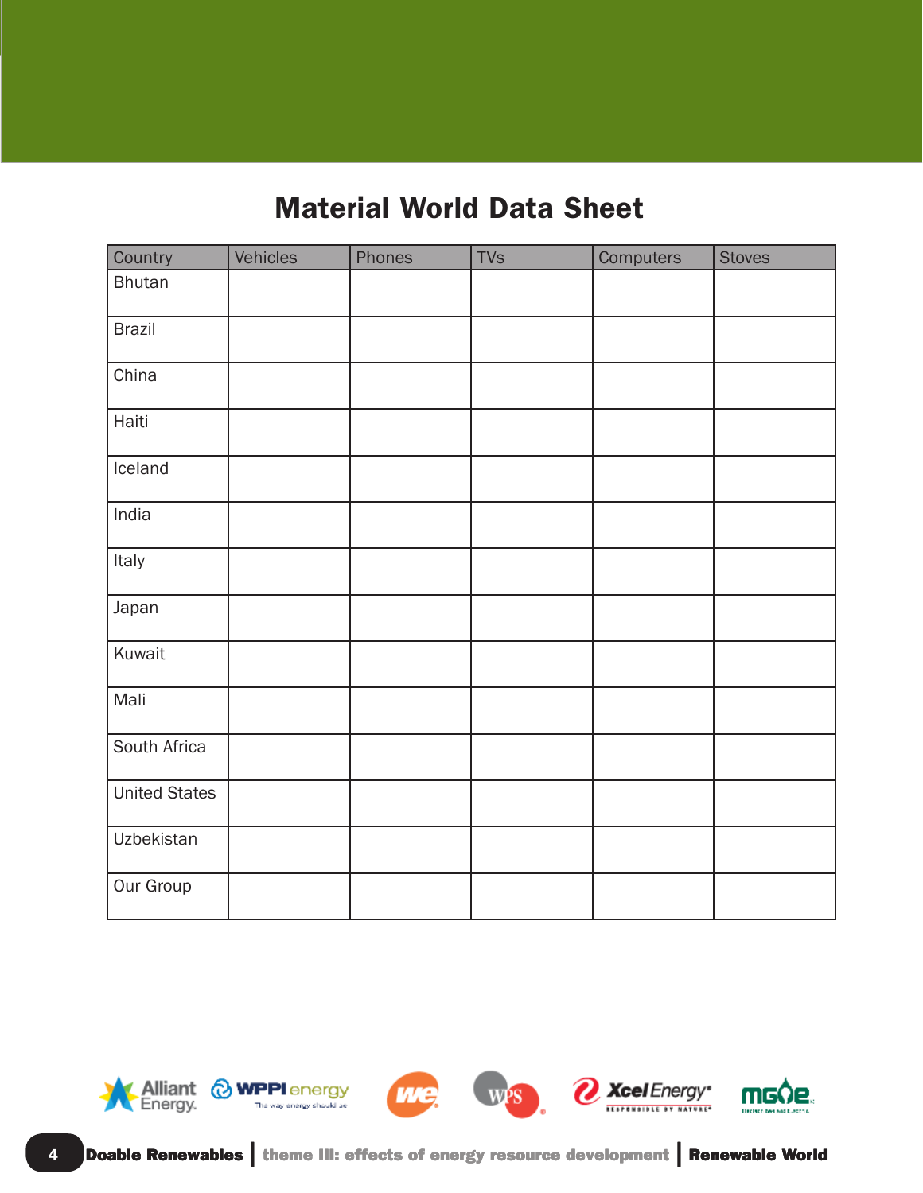# Material World Data Sheet

| Country | Vehicles | Phones | TVs | Computers | Stoves |
|---|---|---|---|---|---|
| Bhutan | | | | | |
| Brazil | | | | | |
| China | | | | | |
| Haiti | | | | | |
| Iceland | | | | | |
| India | | | | | |
| Italy | | | | | |
| Japan | | | | | |
| Kuwait | | | | | |
| Mali | | | | | |
| South Africa | | | | | |
| United States | | | | | |
| Uzbekistan | | | | | |
| Our Group | | | | | |